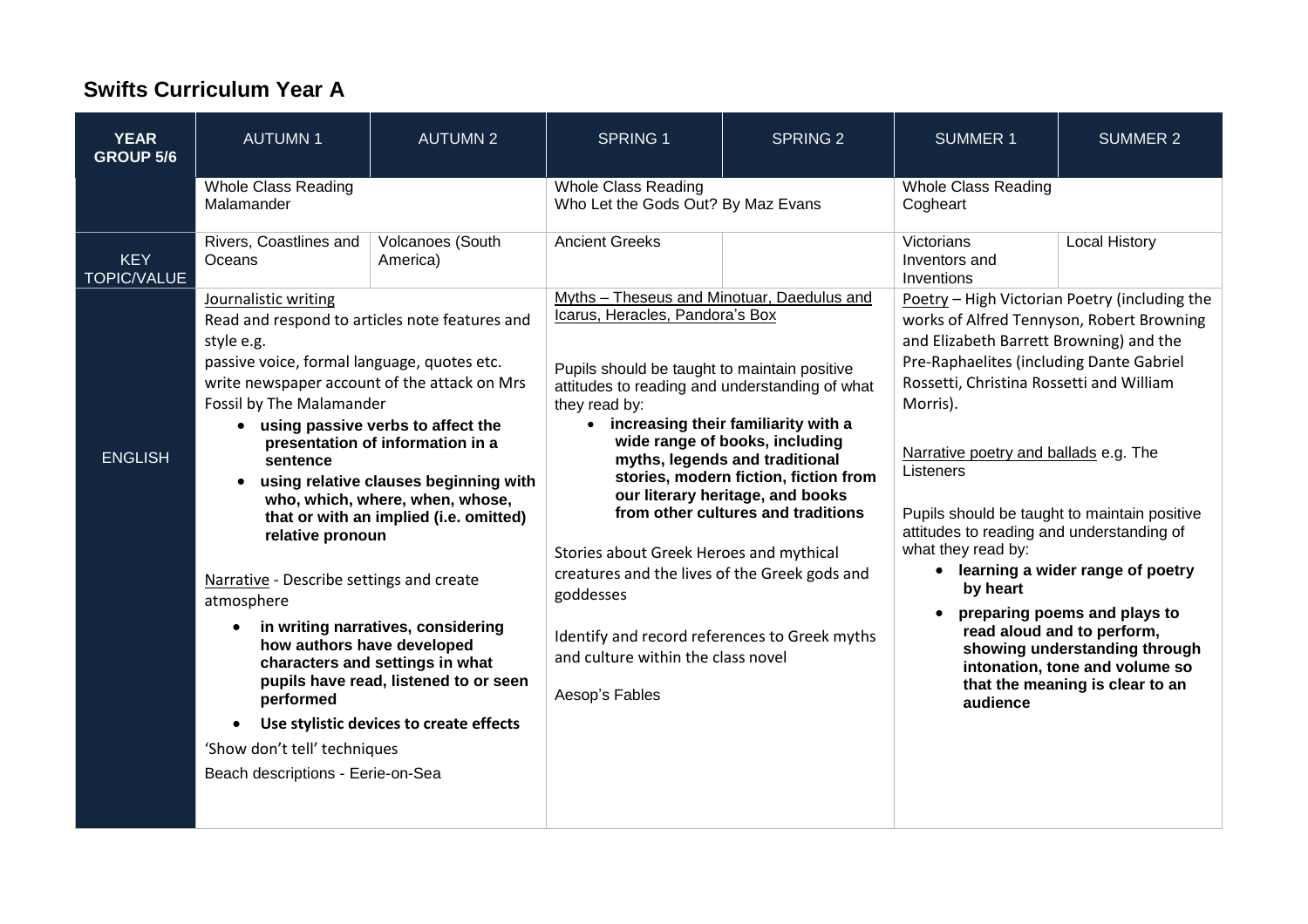# Swifts Curriculum Year A

| YEAR GROUP 5/6 | AUTUMN 1 | AUTUMN 2 | SPRING 1 | SPRING 2 | SUMMER 1 | SUMMER 2 |
|---|---|---|---|---|---|---|
| | Whole Class Reading<br>Malamander | | Whole Class Reading<br>Who Let the Gods Out? By Maz Evans | | Whole Class Reading<br>Cogheart | |
| KEY TOPIC/VALUE | Rivers, Coastlines and Oceans | Volcanoes (South America) | Ancient Greeks | | Victorians<br>Inventors and Inventions | Local History |
| ENGLISH | Journalistic writing<br>Read and respond to articles note features and style e.g.<br>passive voice, formal language, quotes etc.<br>write newspaper account of the attack on Mrs Fossil by The Malamander<br>• **using passive verbs to affect the presentation of information in a sentence**<br>• **using relative clauses beginning with who, which, where, when, whose, that or with an implied (i.e. omitted) relative pronoun**<br><br>Narrative - Describe settings and create atmosphere<br>• **in writing narratives, considering how authors have developed characters and settings in what pupils have read, listened to or seen performed**<br>• **Use stylistic devices to create effects**<br>'Show don't tell' techniques<br>Beach descriptions - Eerie-on-Sea | | Myths – Theseus and Minotaur, Daedulus and Icarus, Heracles, Pandora's Box<br><br>Pupils should be taught to maintain positive attitudes to reading and understanding of what they read by:<br>• **increasing their familiarity with a wide range of books, including myths, legends and traditional stories, modern fiction, fiction from our literary heritage, and books from other cultures and traditions**<br><br>Stories about Greek Heroes and mythical creatures and the lives of the Greek gods and goddesses<br><br>Identify and record references to Greek myths and culture within the class novel<br><br>Aesop's Fables | | Poetry – High Victorian Poetry (including the works of Alfred Tennyson, Robert Browning and Elizabeth Barrett Browning) and the Pre-Raphaelites (including Dante Gabriel Rossetti, Christina Rossetti and William Morris).<br><br>Narrative poetry and ballads e.g. The Listeners<br><br>Pupils should be taught to maintain positive attitudes to reading and understanding of what they read by:<br>• **learning a wider range of poetry by heart**<br>• **preparing poems and plays to read aloud and to perform, showing understanding through intonation, tone and volume so that the meaning is clear to an audience** | |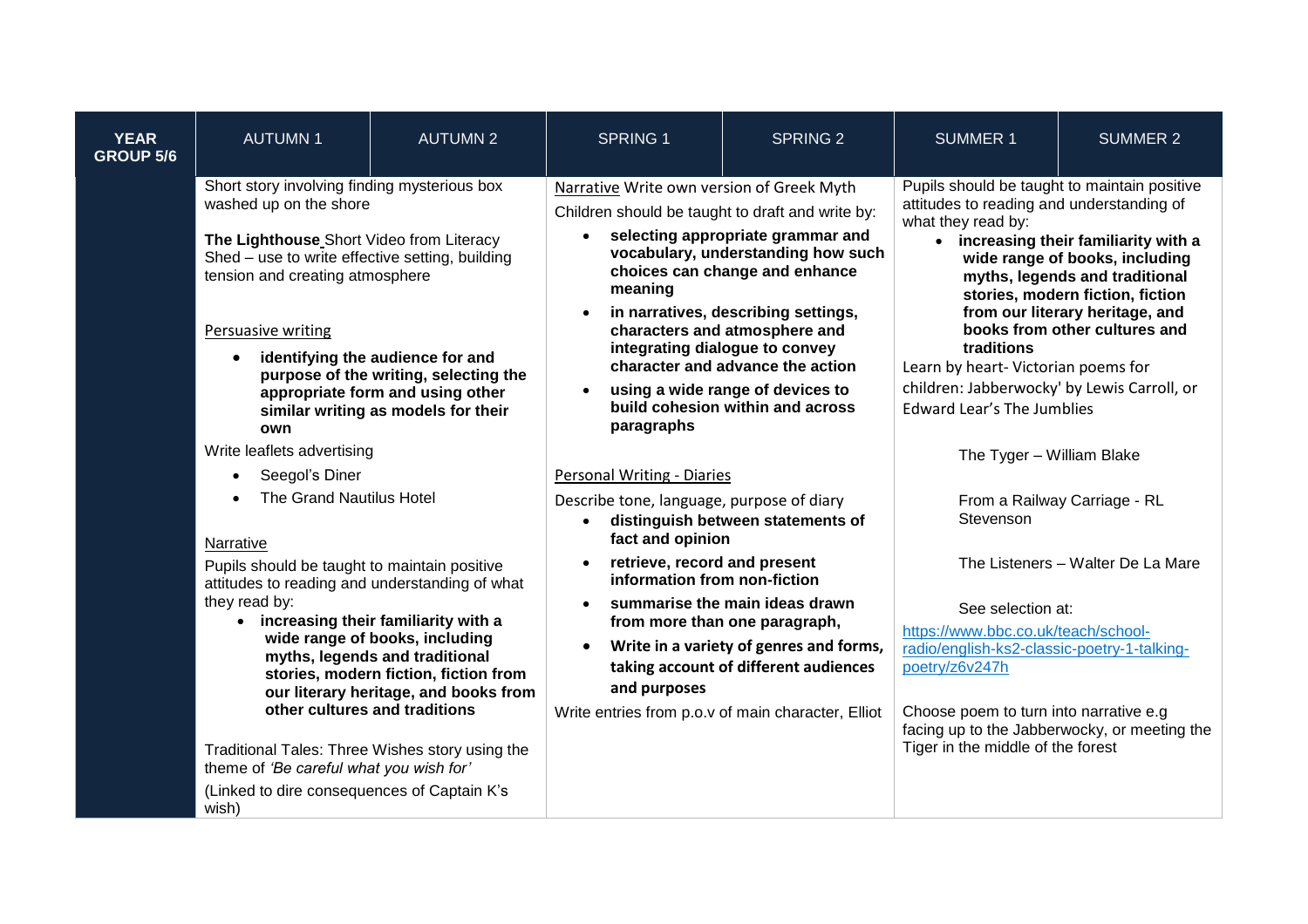| YEAR GROUP 5/6 | AUTUMN 1 | AUTUMN 2 | SPRING 1 | SPRING 2 | SUMMER 1 | SUMMER 2 |
|---|---|---|---|---|---|---|
| | Short story involving finding mysterious box washed up on the shore<br><br>**The Lighthouse** Short Video from Literacy Shed – use to write effective setting, building tension and creating atmosphere<br><br>Persuasive writing<br>• **identifying the audience for and purpose of the writing, selecting the appropriate form and using other similar writing as models for their own**<br><br>Write leaflets advertising<br>• Seegol's Diner<br>• The Grand Nautilus Hotel<br><br>Narrative<br>Pupils should be taught to maintain positive attitudes to reading and understanding of what they read by:<br>• **increasing their familiarity with a wide range of books, including myths, legends and traditional stories, modern fiction, fiction from our literary heritage, and books from other cultures and traditions**<br><br>Traditional Tales: Three Wishes story using the theme of *'Be careful what you wish for'*<br>(Linked to dire consequences of Captain K's wish) | | Narrative Write own version of Greek Myth<br>Children should be taught to draft and write by:<br>• **selecting appropriate grammar and vocabulary, understanding how such choices can change and enhance meaning**<br>• **in narratives, describing settings, characters and atmosphere and integrating dialogue to convey character and advance the action**<br>• **using a wide range of devices to build cohesion within and across paragraphs**<br><br>Personal Writing - Diaries<br>Describe tone, language, purpose of diary<br>• **distinguish between statements of fact and opinion**<br>• **retrieve, record and present information from non-fiction**<br>• **summarise the main ideas drawn from more than one paragraph,**<br>• **Write in a variety of genres and forms, taking account of different audiences and purposes**<br><br>Write entries from p.o.v of main character, Elliot | | Pupils should be taught to maintain positive attitudes to reading and understanding of what they read by:<br>• **increasing their familiarity with a wide range of books, including myths, legends and traditional stories, modern fiction, fiction from our literary heritage, and books from other cultures and traditions**<br><br>Learn by heart- Victorian poems for children: Jabberwocky' by Lewis Carroll, or Edward Lear's The Jumblies<br><br>The Tyger – William Blake<br><br>From a Railway Carriage - RL Stevenson<br><br>The Listeners – Walter De La Mare<br><br>See selection at:<br>https://www.bbc.co.uk/teach/school-radio/english-ks2-classic-poetry-1-talking-poetry/z6v247h<br><br>Choose poem to turn into narrative e.g facing up to the Jabberwocky, or meeting the Tiger in the middle of the forest | |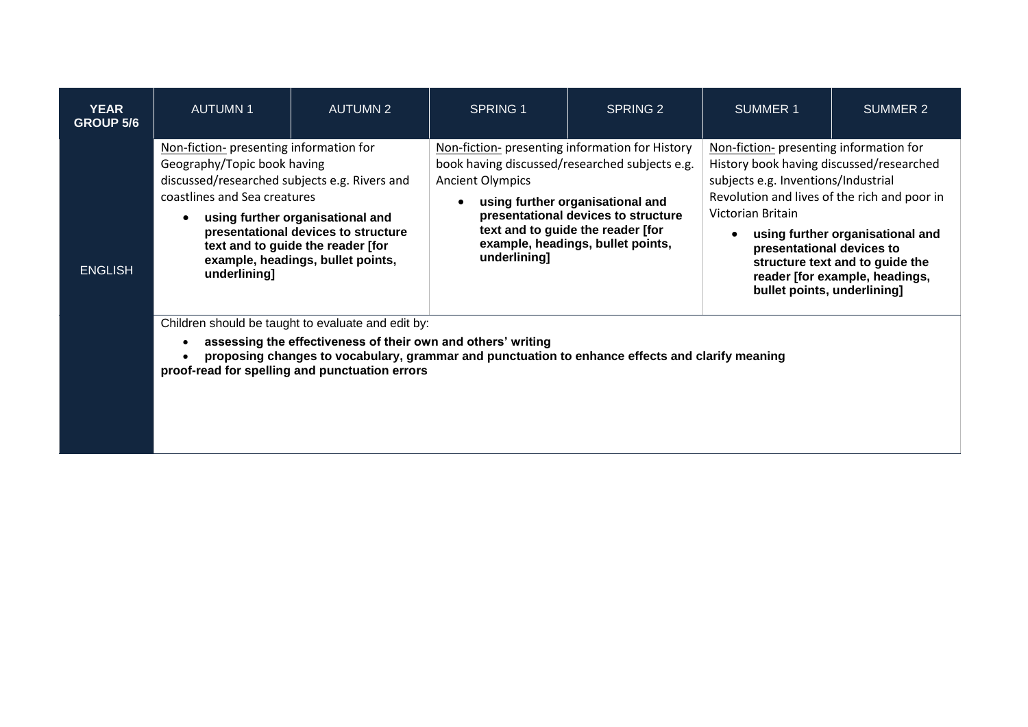| YEAR GROUP 5/6 | AUTUMN 1 | AUTUMN 2 | SPRING 1 | SPRING 2 | SUMMER 1 | SUMMER 2 |
| --- | --- | --- | --- | --- | --- | --- |
| ENGLISH | Non-fiction- presenting information for Geography/Topic book having discussed/researched subjects e.g. Rivers and coastlines and Sea creatures<br>• **using further organisational and presentational devices to structure text and to guide the reader [for example, headings, bullet points, underlining]** | | Non-fiction- presenting information for History book having discussed/researched subjects e.g. Ancient Olympics<br>• **using further organisational and presentational devices to structure text and to guide the reader [for example, headings, bullet points, underlining]** | | Non-fiction- presenting information for History book having discussed/researched subjects e.g. Inventions/Industrial Revolution and lives of the rich and poor in Victorian Britain<br>• **using further organisational and presentational devices to structure text and to guide the reader [for example, headings, bullet points, underlining]** | |
| | Children should be taught to evaluate and edit by:<br>• **assessing the effectiveness of their own and others' writing**<br>• **proposing changes to vocabulary, grammar and punctuation to enhance effects and clarify meaning**<br>**proof-read for spelling and punctuation errors** | | | | | |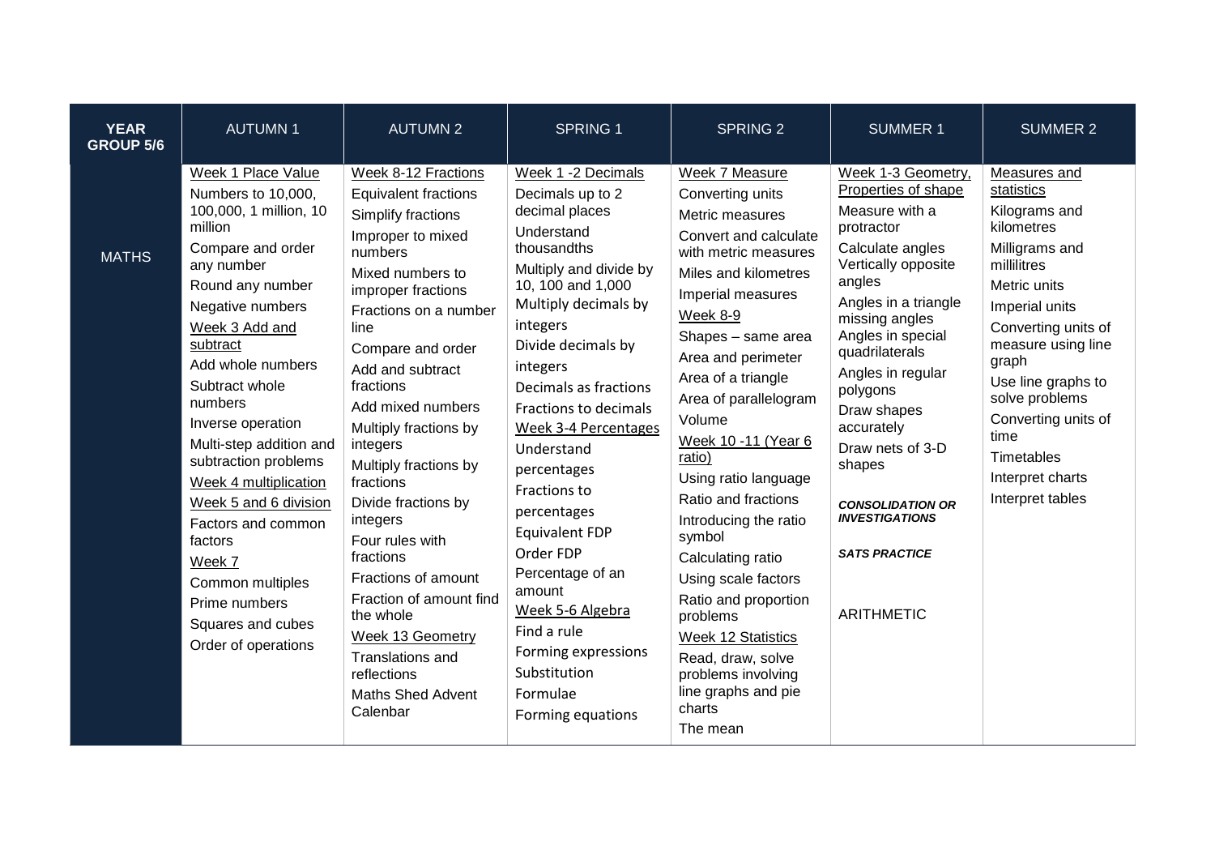| YEAR GROUP 5/6 | AUTUMN 1 | AUTUMN 2 | SPRING 1 | SPRING 2 | SUMMER 1 | SUMMER 2 |
|---|---|---|---|---|---|---|
| MATHS | Week 1 Place Value<br>Numbers to 10,000, 100,000, 1 million, 10 million<br>Compare and order any number<br>Round any number<br>Negative numbers<br>Week 3 Add and subtract<br>Add whole numbers<br>Subtract whole numbers<br>Inverse operation<br>Multi-step addition and subtraction problems<br>Week 4 multiplication<br>Week 5 and 6 division<br>Factors and common factors<br>Week 7<br>Common multiples<br>Prime numbers<br>Squares and cubes<br>Order of operations | Week 8-12 Fractions<br>Equivalent fractions<br>Simplify fractions<br>Improper to mixed numbers<br>Mixed numbers to improper fractions<br>Fractions on a number line<br>Compare and order<br>Add and subtract fractions<br>Add mixed numbers<br>Multiply fractions by integers<br>Multiply fractions by fractions<br>Divide fractions by integers<br>Four rules with fractions<br>Fractions of amount<br>Fraction of amount find the whole<br>Week 13 Geometry<br>Translations and reflections<br>Maths Shed Advent Calenbar | Week 1 -2 Decimals<br>Decimals up to 2 decimal places<br>Understand thousandths<br>Multiply and divide by 10, 100 and 1,000<br>Multiply decimals by integers<br>Divide decimals by integers<br>Decimals as fractions<br>Fractions to decimals<br>Week 3-4 Percentages<br>Understand percentages<br>Fractions to percentages<br>Equivalent FDP<br>Order FDP<br>Percentage of an amount<br>Week 5-6 Algebra<br>Find a rule<br>Forming expressions<br>Substitution<br>Formulae<br>Forming equations | Week 7 Measure<br>Converting units<br>Metric measures<br>Convert and calculate with metric measures<br>Miles and kilometres<br>Imperial measures<br>Week 8-9<br>Shapes – same area<br>Area and perimeter<br>Area of a triangle<br>Area of parallelogram<br>Volume<br>Week 10 -11 (Year 6 ratio)<br>Using ratio language<br>Ratio and fractions<br>Introducing the ratio symbol<br>Calculating ratio<br>Using scale factors<br>Ratio and proportion problems<br>Week 12 Statistics<br>Read, draw, solve problems involving line graphs and pie charts<br>The mean | Week 1-3 Geometry, Properties of shape<br>Measure with a protractor<br>Calculate angles<br>Vertically opposite angles<br>Angles in a triangle missing angles<br>Angles in special quadrilaterals<br>Angles in regular polygons<br>Draw shapes accurately<br>Draw nets of 3-D shapes<br>***CONSOLIDATION OR INVESTIGATIONS***<br>***SATS PRACTICE***<br>ARITHMETIC | Measures and statistics<br>Kilograms and kilometres<br>Milligrams and millilitres<br>Metric units<br>Imperial units<br>Converting units of measure using line graph<br>Use line graphs to solve problems<br>Converting units of time<br>Timetables<br>Interpret charts<br>Interpret tables |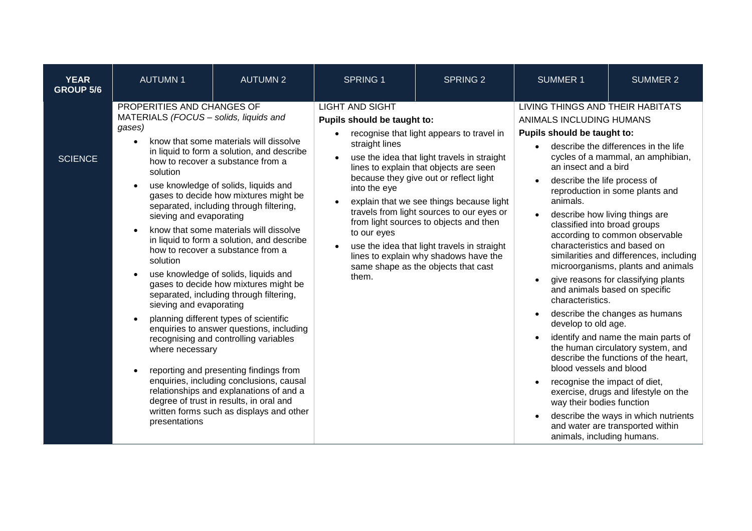| YEAR GROUP 5/6 | AUTUMN 1 | AUTUMN 2 | SPRING 1 | SPRING 2 | SUMMER 1 | SUMMER 2 |
|---|---|---|---|---|---|---|
| SCIENCE | PROPERITIES AND CHANGES OF MATERIALS *(FOCUS – solids, liquids and gases)*<br>• know that some materials will dissolve in liquid to form a solution, and describe how to recover a substance from a solution<br>• use knowledge of solids, liquids and gases to decide how mixtures might be separated, including through filtering, sieving and evaporating<br>• know that some materials will dissolve in liquid to form a solution, and describe how to recover a substance from a solution<br>• use knowledge of solids, liquids and gases to decide how mixtures might be separated, including through filtering, sieving and evaporating<br>• planning different types of scientific enquiries to answer questions, including recognising and controlling variables where necessary<br>• reporting and presenting findings from enquiries, including conclusions, causal relationships and explanations of and a degree of trust in results, in oral and written forms such as displays and other presentations | | LIGHT AND SIGHT<br>**Pupils should be taught to:**<br>• recognise that light appears to travel in straight lines<br>• use the idea that light travels in straight lines to explain that objects are seen because they give out or reflect light into the eye<br>• explain that we see things because light travels from light sources to our eyes or from light sources to objects and then to our eyes<br>• use the idea that light travels in straight lines to explain why shadows have the same shape as the objects that cast them. | | LIVING THINGS AND THEIR HABITATS<br>ANIMALS INCLUDING HUMANS<br>**Pupils should be taught to:**<br>• describe the differences in the life cycles of a mammal, an amphibian, an insect and a bird<br>• describe the life process of reproduction in some plants and animals.<br>• describe how living things are classified into broad groups according to common observable characteristics and based on similarities and differences, including microorganisms, plants and animals<br>• give reasons for classifying plants and animals based on specific characteristics.<br>• describe the changes as humans develop to old age.<br>• identify and name the main parts of the human circulatory system, and describe the functions of the heart, blood vessels and blood<br>• recognise the impact of diet, exercise, drugs and lifestyle on the way their bodies function<br>• describe the ways in which nutrients and water are transported within animals, including humans. | |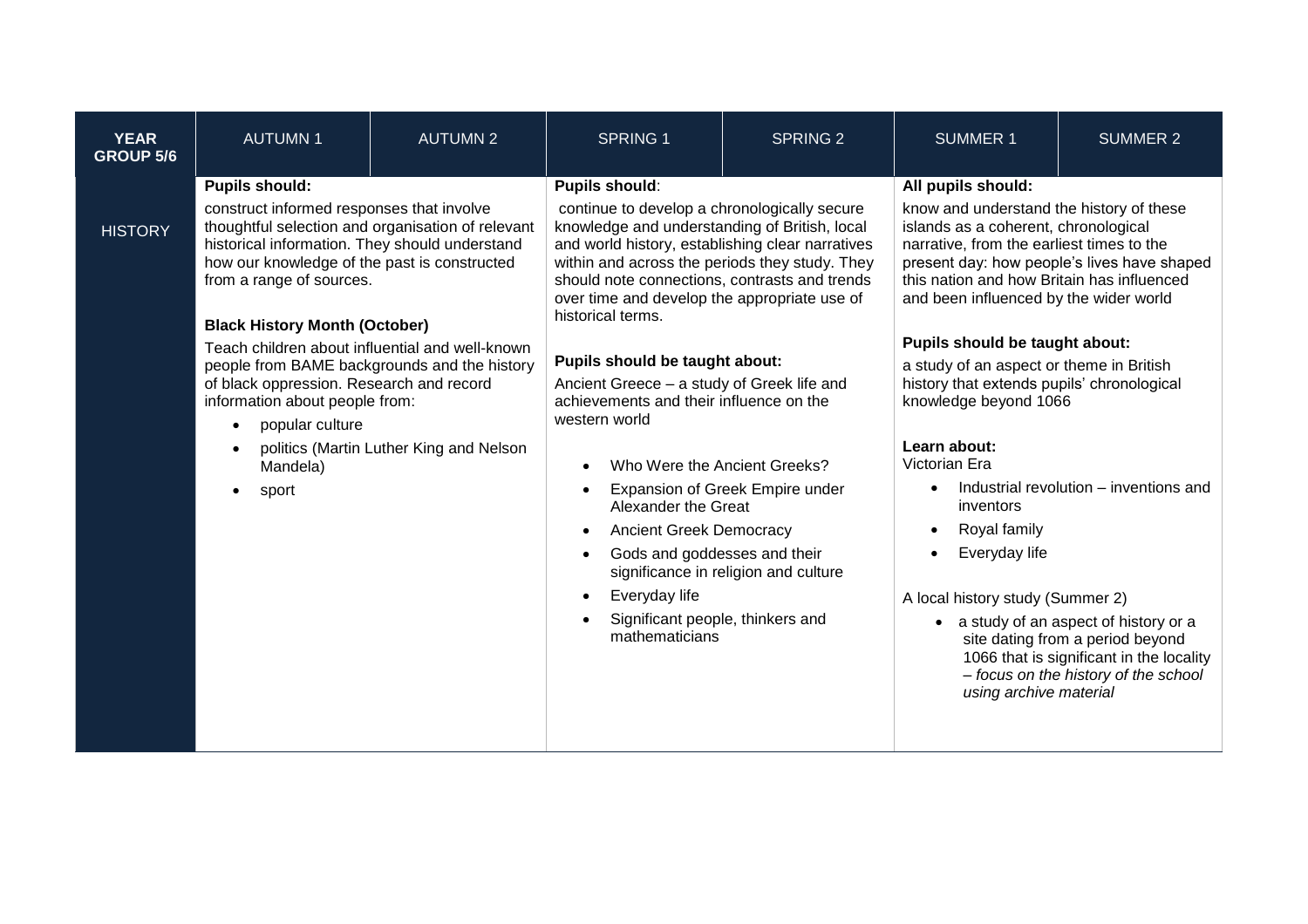| YEAR GROUP 5/6 | AUTUMN 1 | AUTUMN 2 | SPRING 1 | SPRING 2 | SUMMER 1 | SUMMER 2 |
|---|---|---|---|---|---|---|
| HISTORY | **Pupils should:**<br><br>construct informed responses that involve thoughtful selection and organisation of relevant historical information. They should understand how our knowledge of the past is constructed from a range of sources.<br><br>**Black History Month (October)**<br><br>Teach children about influential and well-known people from BAME backgrounds and the history of black oppression. Research and record information about people from:<br>• popular culture<br>• politics (Martin Luther King and Nelson Mandela)<br>• sport | | **Pupils should**:<br><br>continue to develop a chronologically secure knowledge and understanding of British, local and world history, establishing clear narratives within and across the periods they study. They should note connections, contrasts and trends over time and develop the appropriate use of historical terms.<br><br>**Pupils should be taught about:**<br><br>Ancient Greece – a study of Greek life and achievements and their influence on the western world<br><br>• Who Were the Ancient Greeks?<br>• Expansion of Greek Empire under Alexander the Great<br>• Ancient Greek Democracy<br>• Gods and goddesses and their significance in religion and culture<br>• Everyday life<br>• Significant people, thinkers and mathematicians | | **All pupils should:**<br><br>know and understand the history of these islands as a coherent, chronological narrative, from the earliest times to the present day: how people's lives have shaped this nation and how Britain has influenced and been influenced by the wider world<br><br>**Pupils should be taught about:**<br><br>a study of an aspect or theme in British history that extends pupils' chronological knowledge beyond 1066<br><br>**Learn about:**<br>Victorian Era<br>• Industrial revolution – inventions and inventors<br>• Royal family<br>• Everyday life<br><br>A local history study (Summer 2)<br>• a study of an aspect of history or a site dating from a period beyond 1066 that is significant in the locality *– focus on the history of the school using archive material* | |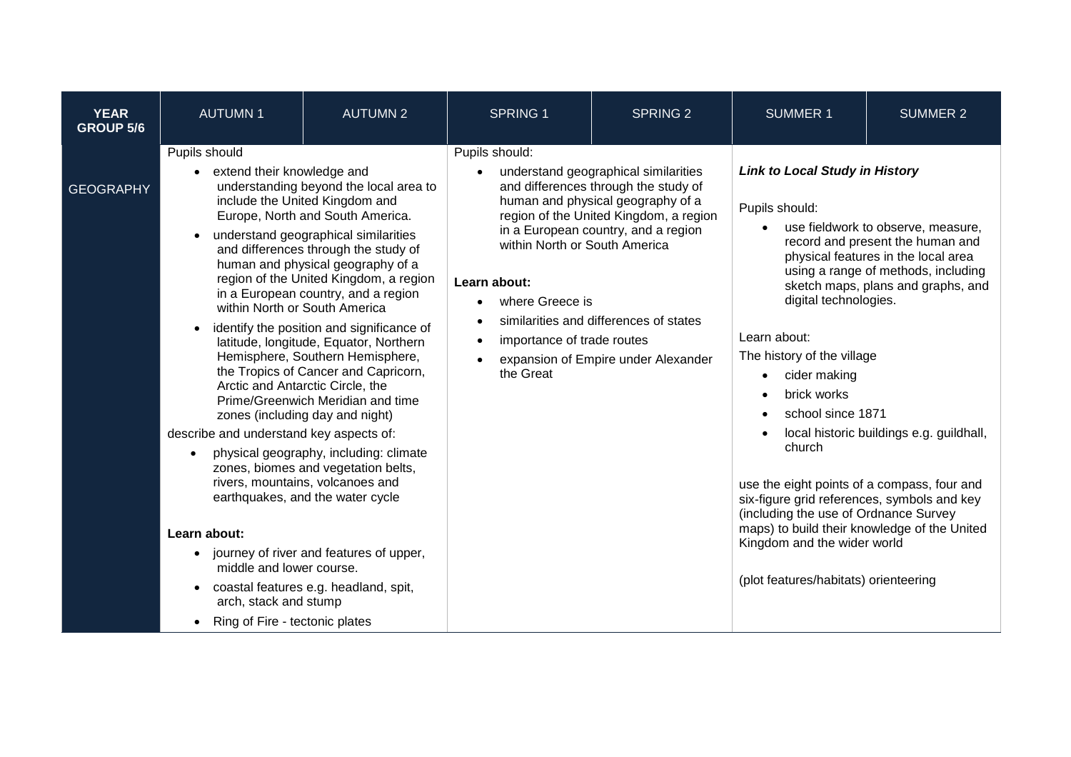| YEAR GROUP 5/6 | AUTUMN 1 | AUTUMN 2 | SPRING 1 | SPRING 2 | SUMMER 1 | SUMMER 2 |
|---|---|---|---|---|---|---|
| GEOGRAPHY | Pupils should<br>• extend their knowledge and understanding beyond the local area to include the United Kingdom and Europe, North and South America.<br>• understand geographical similarities and differences through the study of human and physical geography of a region of the United Kingdom, a region in a European country, and a region within North or South America<br>• identify the position and significance of latitude, longitude, Equator, Northern Hemisphere, Southern Hemisphere, the Tropics of Cancer and Capricorn, Arctic and Antarctic Circle, the Prime/Greenwich Meridian and time zones (including day and night)<br>describe and understand key aspects of:<br>• physical geography, including: climate zones, biomes and vegetation belts, rivers, mountains, volcanoes and earthquakes, and the water cycle<br><br>**Learn about:**<br>• journey of river and features of upper, middle and lower course.<br>• coastal features e.g. headland, spit, arch, stack and stump<br>• Ring of Fire - tectonic plates | | Pupils should:<br>• understand geographical similarities and differences through the study of human and physical geography of a region of the United Kingdom, a region in a European country, and a region within North or South America<br><br>**Learn about:**<br>• where Greece is<br>• similarities and differences of states<br>• importance of trade routes<br>• expansion of Empire under Alexander the Great | | ***Link to Local Study in History***<br><br>Pupils should:<br>• use fieldwork to observe, measure, record and present the human and physical features in the local area using a range of methods, including sketch maps, plans and graphs, and digital technologies.<br><br>Learn about:<br>The history of the village<br>• cider making<br>• brick works<br>• school since 1871<br>• local historic buildings e.g. guildhall, church<br><br>use the eight points of a compass, four and six-figure grid references, symbols and key (including the use of Ordnance Survey maps) to build their knowledge of the United Kingdom and the wider world<br><br>(plot features/habitats) orienteering | |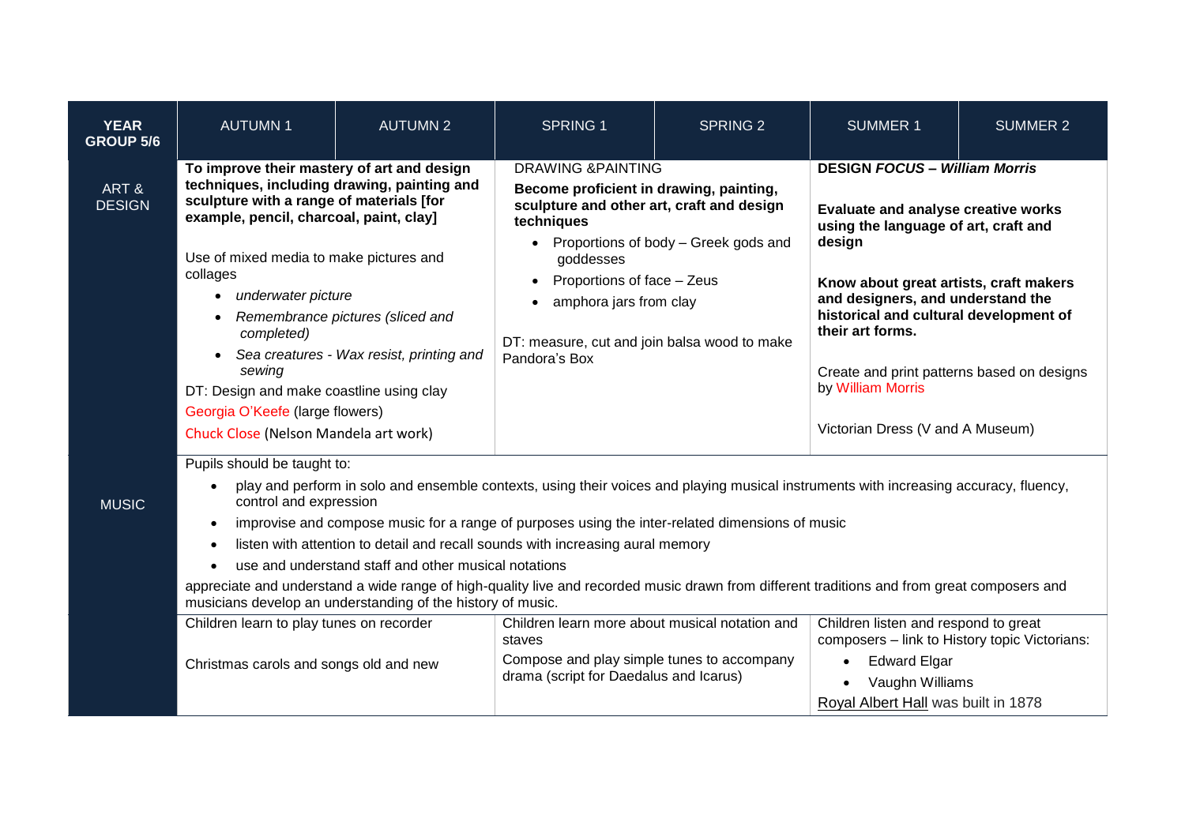| YEAR GROUP 5/6 | AUTUMN 1 | AUTUMN 2 | SPRING 1 | SPRING 2 | SUMMER 1 | SUMMER 2 |
|---|---|---|---|---|---|---|
| ART & DESIGN | **To improve their mastery of art and design techniques, including drawing, painting and sculpture with a range of materials [for example, pencil, charcoal, paint, clay]**<br><br>Use of mixed media to make pictures and collages<br>• *underwater picture*<br>• *Remembrance pictures (sliced and completed)*<br>• *Sea creatures - Wax resist, printing and sewing*<br>DT: Design and make coastline using clay<br>Georgia O'Keefe (large flowers)<br>Chuck Close (Nelson Mandela art work) | | DRAWING &PAINTING<br>**Become proficient in drawing, painting, sculpture and other art, craft and design techniques**<br>• Proportions of body – Greek gods and goddesses<br>• Proportions of face – Zeus<br>• amphora jars from clay<br><br>DT: measure, cut and join balsa wood to make Pandora's Box | | ***DESIGN FOCUS – William Morris***<br><br>**Evaluate and analyse creative works using the language of art, craft and design**<br><br>**Know about great artists, craft makers and designers, and understand the historical and cultural development of their art forms.**<br><br>Create and print patterns based on designs by William Morris<br><br>Victorian Dress (V and A Museum) | |
| MUSIC | Pupils should be taught to:<br>• play and perform in solo and ensemble contexts, using their voices and playing musical instruments with increasing accuracy, fluency, control and expression<br>• improvise and compose music for a range of purposes using the inter-related dimensions of music<br>• listen with attention to detail and recall sounds with increasing aural memory<br>• use and understand staff and other musical notations<br>appreciate and understand a wide range of high-quality live and recorded music drawn from different traditions and from great composers and musicians develop an understanding of the history of music. | | | | | |
| | Children learn to play tunes on recorder<br><br>Christmas carols and songs old and new | | Children learn more about musical notation and staves<br>Compose and play simple tunes to accompany drama (script for Daedalus and Icarus) | | Children listen and respond to great composers – link to History topic Victorians:<br>• Edward Elgar<br>• Vaughn Williams<br>Royal Albert Hall was built in 1878 | |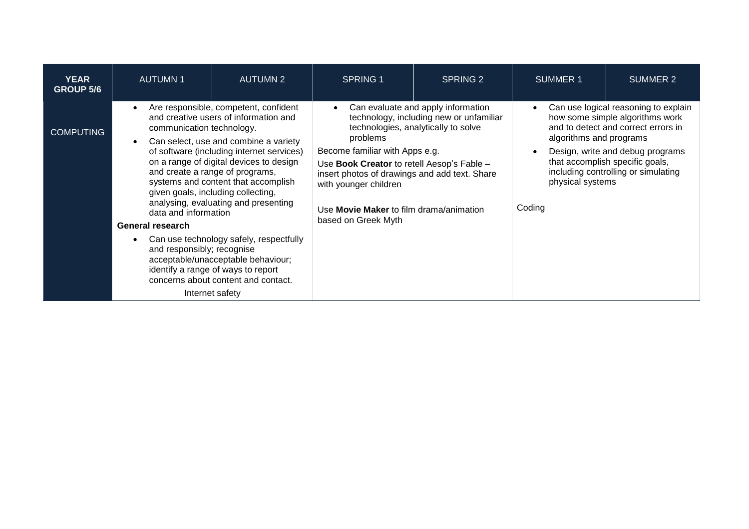| YEAR GROUP 5/6 | AUTUMN 1 | AUTUMN 2 | SPRING 1 | SPRING 2 | SUMMER 1 | SUMMER 2 |
|---|---|---|---|---|---|---|
| COMPUTING | • Are responsible, competent, confident and creative users of information and communication technology.<br>• Can select, use and combine a variety of software (including internet services) on a range of digital devices to design and create a range of programs, systems and content that accomplish given goals, including collecting, analysing, evaluating and presenting data and information<br>**General research**<br>• Can use technology safely, respectfully and responsibly; recognise acceptable/unacceptable behaviour; identify a range of ways to report concerns about content and contact.<br>Internet safety | | • Can evaluate and apply information technology, including new or unfamiliar technologies, analytically to solve problems<br>Become familiar with Apps e.g.<br>Use **Book Creator** to retell Aesop's Fable – insert photos of drawings and add text. Share with younger children<br><br>Use **Movie Maker** to film drama/animation based on Greek Myth | | • Can use logical reasoning to explain how some simple algorithms work and to detect and correct errors in algorithms and programs<br>• Design, write and debug programs that accomplish specific goals, including controlling or simulating physical systems<br><br>Coding | |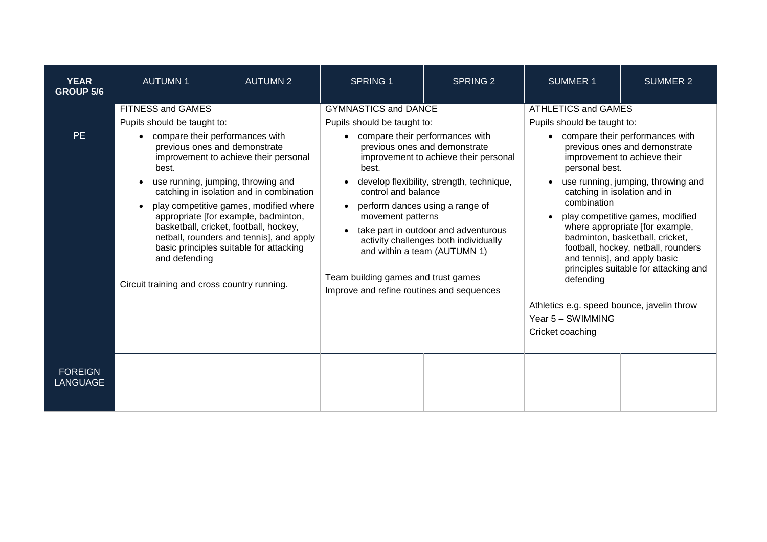| YEAR GROUP 5/6 | AUTUMN 1 | AUTUMN 2 | SPRING 1 | SPRING 2 | SUMMER 1 | SUMMER 2 |
|---|---|---|---|---|---|---|
| PE | FITNESS and GAMES<br>Pupils should be taught to:<br>• compare their performances with previous ones and demonstrate improvement to achieve their personal best.<br>• use running, jumping, throwing and catching in isolation and in combination<br>• play competitive games, modified where appropriate [for example, badminton, basketball, cricket, football, hockey, netball, rounders and tennis], and apply basic principles suitable for attacking and defending<br><br>Circuit training and cross country running. | | GYMNASTICS and DANCE<br>Pupils should be taught to:<br>• compare their performances with previous ones and demonstrate improvement to achieve their personal best.<br>• develop flexibility, strength, technique, control and balance<br>• perform dances using a range of movement patterns<br>• take part in outdoor and adventurous activity challenges both individually and within a team (AUTUMN 1)<br><br>Team building games and trust games<br>Improve and refine routines and sequences | | ATHLETICS and GAMES<br>Pupils should be taught to:<br>• compare their performances with previous ones and demonstrate improvement to achieve their personal best.<br>• use running, jumping, throwing and catching in isolation and in combination<br>• play competitive games, modified where appropriate [for example, badminton, basketball, cricket, football, hockey, netball, rounders and tennis], and apply basic principles suitable for attacking and defending<br><br>Athletics e.g. speed bounce, javelin throw<br>Year 5 – SWIMMING<br>Cricket coaching | |
| FOREIGN LANGUAGE | | | | | | |